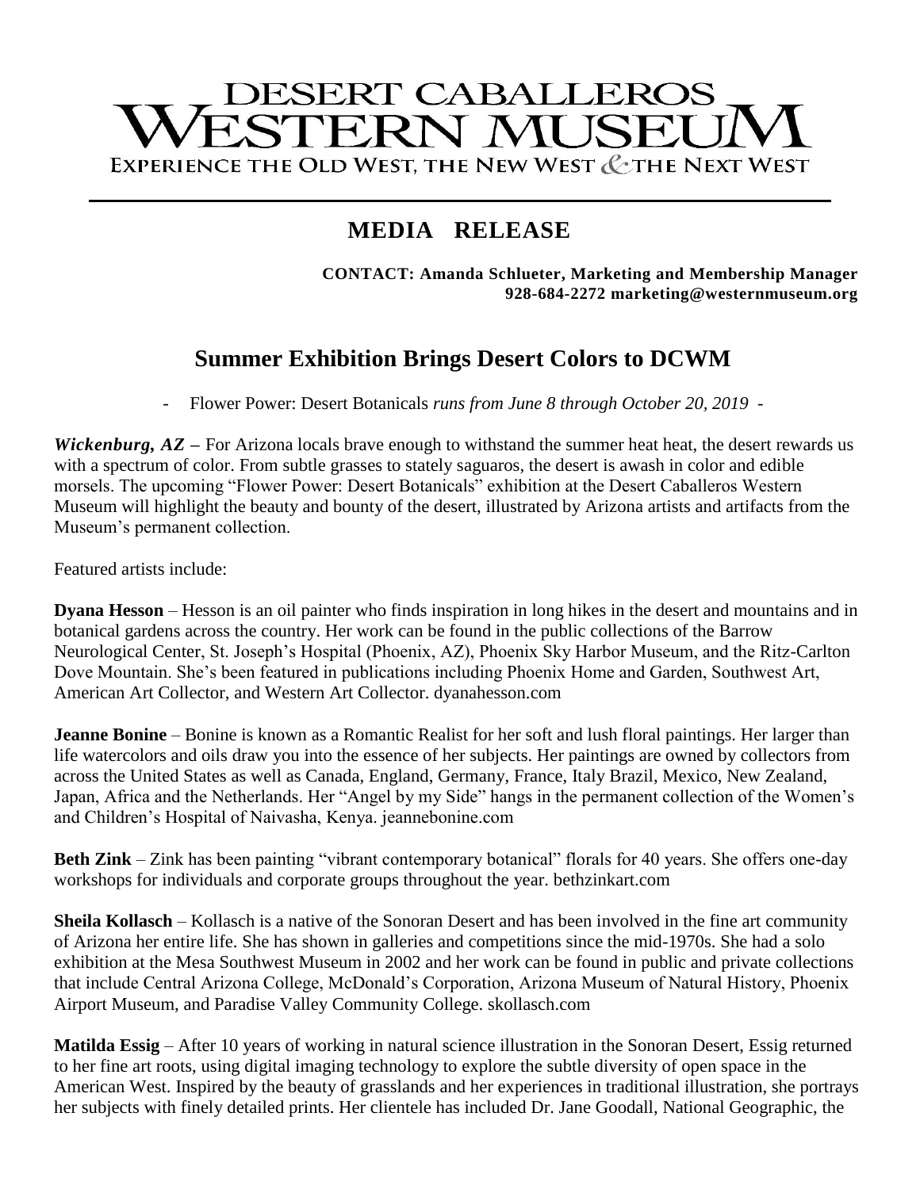# DESERT CABALLEROS WESTERN MUSEUM

EXPERIENCE THE OLD WEST, THE NEW WEST & THE NEXT WEST

---

## MEDIA RELEASE

**CONTACT: Amanda Schlueter, Marketing and Membership Manager**
**928-684-2272 marketing@westernmuseum.org**

## Summer Exhibition Brings Desert Colors to DCWM

- Flower Power: Desert Botanicals *runs from June 8 through October 20, 2019* -

***Wickenburg, AZ*** **–** For Arizona locals brave enough to withstand the summer heat heat, the desert rewards us with a spectrum of color. From subtle grasses to stately saguaros, the desert is awash in color and edible morsels. The upcoming "Flower Power: Desert Botanicals" exhibition at the Desert Caballeros Western Museum will highlight the beauty and bounty of the desert, illustrated by Arizona artists and artifacts from the Museum's permanent collection.

Featured artists include:

**Dyana Hesson** – Hesson is an oil painter who finds inspiration in long hikes in the desert and mountains and in botanical gardens across the country. Her work can be found in the public collections of the Barrow Neurological Center, St. Joseph's Hospital (Phoenix, AZ), Phoenix Sky Harbor Museum, and the Ritz-Carlton Dove Mountain. She's been featured in publications including Phoenix Home and Garden, Southwest Art, American Art Collector, and Western Art Collector. dyanahesson.com

**Jeanne Bonine** – Bonine is known as a Romantic Realist for her soft and lush floral paintings. Her larger than life watercolors and oils draw you into the essence of her subjects. Her paintings are owned by collectors from across the United States as well as Canada, England, Germany, France, Italy Brazil, Mexico, New Zealand, Japan, Africa and the Netherlands. Her "Angel by my Side" hangs in the permanent collection of the Women's and Children's Hospital of Naivasha, Kenya. jeannebonine.com

**Beth Zink** – Zink has been painting "vibrant contemporary botanical" florals for 40 years. She offers one-day workshops for individuals and corporate groups throughout the year. bethzinkart.com

**Sheila Kollasch** – Kollasch is a native of the Sonoran Desert and has been involved in the fine art community of Arizona her entire life. She has shown in galleries and competitions since the mid-1970s. She had a solo exhibition at the Mesa Southwest Museum in 2002 and her work can be found in public and private collections that include Central Arizona College, McDonald's Corporation, Arizona Museum of Natural History, Phoenix Airport Museum, and Paradise Valley Community College. skollasch.com

**Matilda Essig** – After 10 years of working in natural science illustration in the Sonoran Desert, Essig returned to her fine art roots, using digital imaging technology to explore the subtle diversity of open space in the American West. Inspired by the beauty of grasslands and her experiences in traditional illustration, she portrays her subjects with finely detailed prints. Her clientele has included Dr. Jane Goodall, National Geographic, the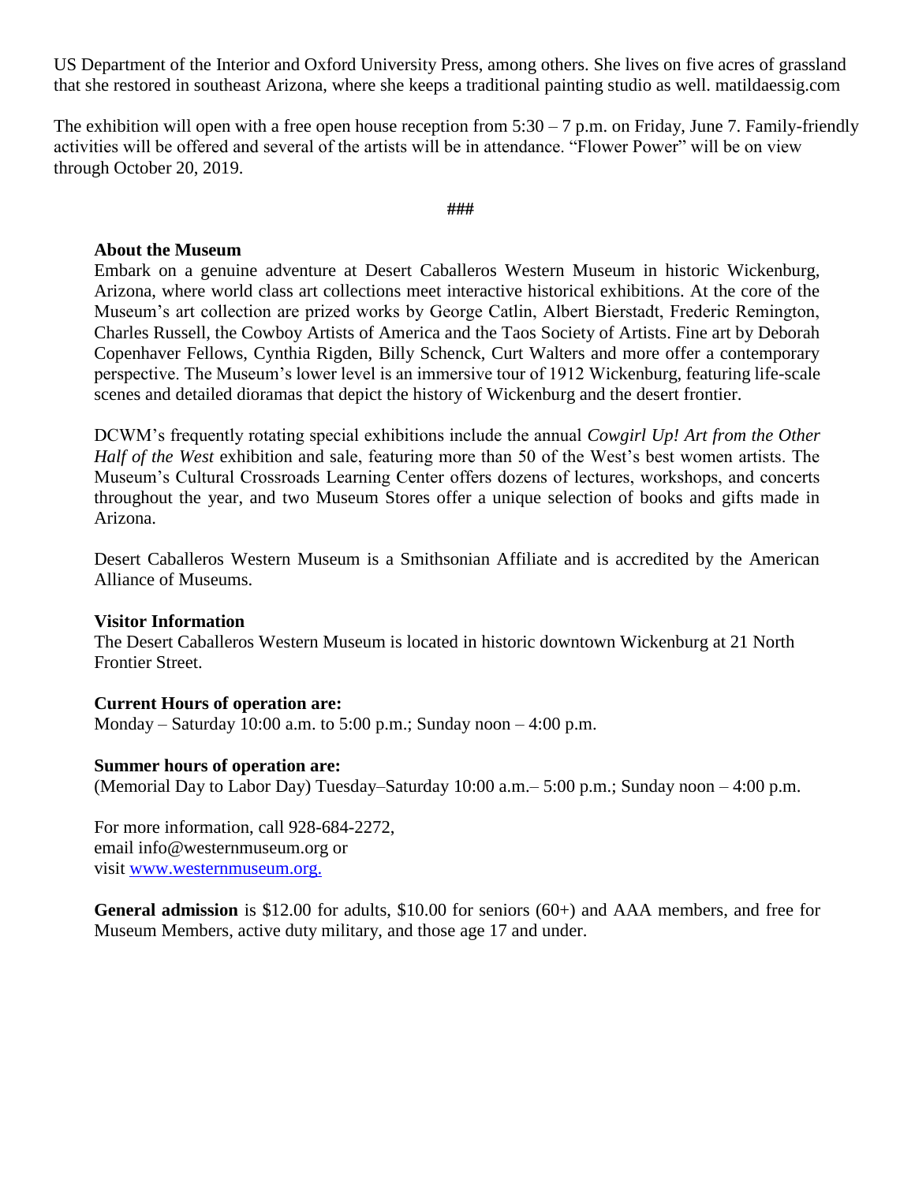US Department of the Interior and Oxford University Press, among others. She lives on five acres of grassland that she restored in southeast Arizona, where she keeps a traditional painting studio as well. matildaessig.com

The exhibition will open with a free open house reception from 5:30 – 7 p.m. on Friday, June 7. Family-friendly activities will be offered and several of the artists will be in attendance. “Flower Power” will be on view through October 20, 2019.

###

**About the Museum**

Embark on a genuine adventure at Desert Caballeros Western Museum in historic Wickenburg, Arizona, where world class art collections meet interactive historical exhibitions. At the core of the Museum’s art collection are prized works by George Catlin, Albert Bierstadt, Frederic Remington, Charles Russell, the Cowboy Artists of America and the Taos Society of Artists. Fine art by Deborah Copenhaver Fellows, Cynthia Rigden, Billy Schenck, Curt Walters and more offer a contemporary perspective. The Museum’s lower level is an immersive tour of 1912 Wickenburg, featuring life-scale scenes and detailed dioramas that depict the history of Wickenburg and the desert frontier.

DCWM’s frequently rotating special exhibitions include the annual *Cowgirl Up! Art from the Other Half of the West* exhibition and sale, featuring more than 50 of the West’s best women artists. The Museum’s Cultural Crossroads Learning Center offers dozens of lectures, workshops, and concerts throughout the year, and two Museum Stores offer a unique selection of books and gifts made in Arizona.

Desert Caballeros Western Museum is a Smithsonian Affiliate and is accredited by the American Alliance of Museums.

**Visitor Information**

The Desert Caballeros Western Museum is located in historic downtown Wickenburg at 21 North Frontier Street.

**Current Hours of operation are:**

Monday – Saturday 10:00 a.m. to 5:00 p.m.; Sunday noon – 4:00 p.m.

**Summer hours of operation are:**

(Memorial Day to Labor Day) Tuesday–Saturday 10:00 a.m.– 5:00 p.m.; Sunday noon – 4:00 p.m.

For more information, call 928-684-2272,
email info@westernmuseum.org or
visit www.westernmuseum.org.

**General admission** is $12.00 for adults, $10.00 for seniors (60+) and AAA members, and free for Museum Members, active duty military, and those age 17 and under.